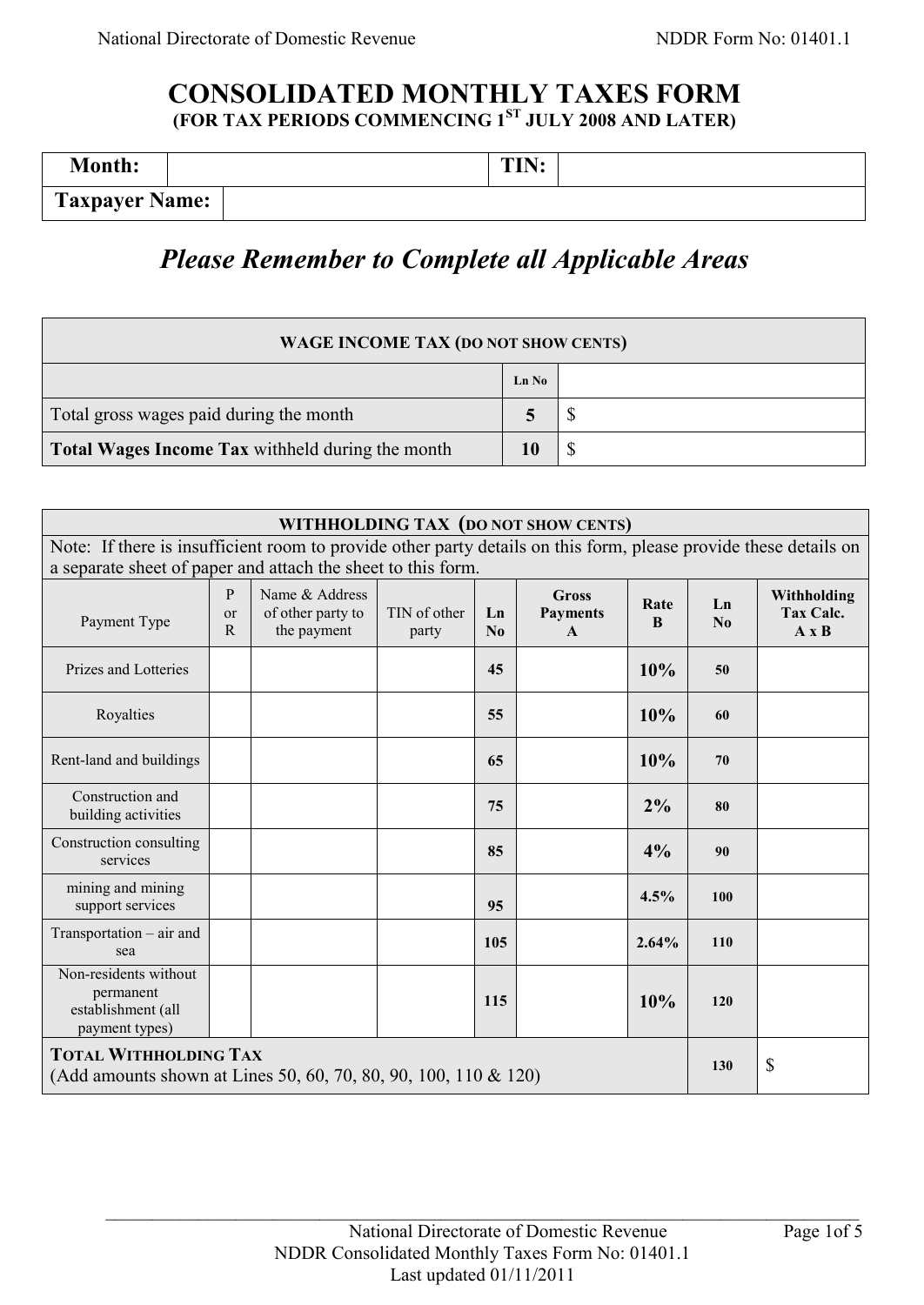# CONSOLIDATED MONTHLY TAXES FORM

**(FOR TAX PERIODS COMMENCING 1ST JULY 2008 AND LATER)**

| **Month:** | | **TIN:** | |
|---|---|---|---|
| **Taxpayer Name:** | | | |

## *Please Remember to Complete all Applicable Areas*

| **WAGE INCOME TAX (DO NOT SHOW CENTS)** | | |
|---|---|---|
| | Ln No | |
| Total gross wages paid during the month | **5** | $ |
| **Total Wages Income Tax** withheld during the month | **10** | $ |

| **WITHHOLDING TAX (DO NOT SHOW CENTS)** | | | | | | | | |
|---|---|---|---|---|---|---|---|---|
| Note: If there is insufficient room to provide other party details on this form, please provide these details on a separate sheet of paper and attach the sheet to this form. | | | | | | | | |
| Payment Type | P or R | Name & Address of other party to the payment | TIN of other party | Ln No | **Gross Payments A** | **Rate B** | **Ln No** | **Withholding Tax Calc. A x B** |
| Prizes and Lotteries | | | | **45** | | **10%** | **50** | |
| Royalties | | | | **55** | | **10%** | **60** | |
| Rent-land and buildings | | | | **65** | | **10%** | **70** | |
| Construction and building activities | | | | **75** | | **2%** | **80** | |
| Construction consulting services | | | | **85** | | **4%** | **90** | |
| mining and mining support services | | | | **95** | | **4.5%** | **100** | |
| Transportation – air and sea | | | | **105** | | **2.64%** | **110** | |
| Non-residents without permanent establishment (all payment types) | | | | **115** | | **10%** | **120** | |
| **TOTAL WITHHOLDING TAX** (Add amounts shown at Lines 50, 60, 70, 80, 90, 100, 110 & 120) | | | | | | | **130** | $ |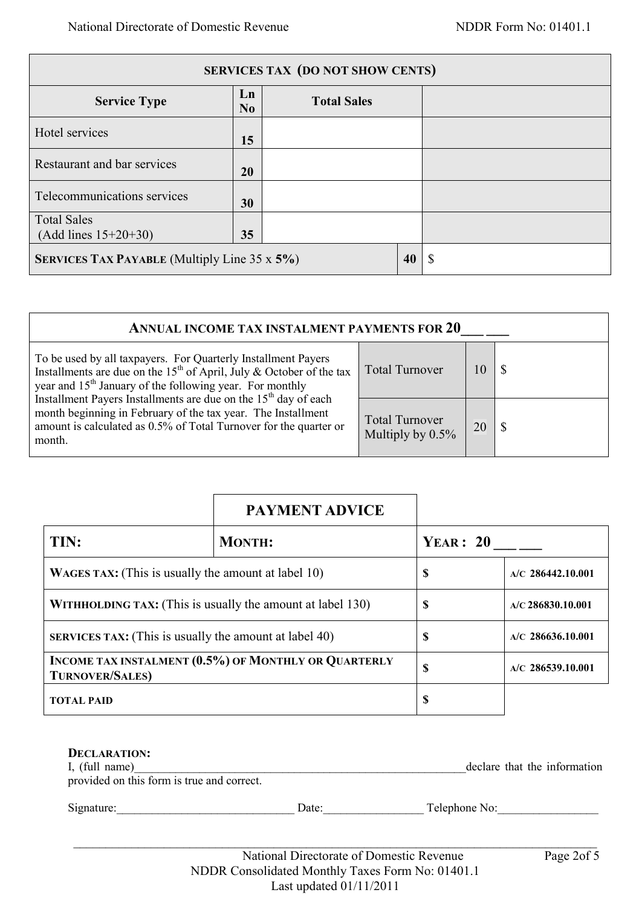| SERVICES TAX (DO NOT SHOW CENTS) | | | |
|---|---|---|---|
| **Service Type** | **Ln No** | **Total Sales** | |
| Hotel services | **15** | | |
| Restaurant and bar services | **20** | | |
| Telecommunications services | **30** | | |
| Total Sales (Add lines 15+20+30) | **35** | | |
| **SERVICES TAX PAYABLE** (Multiply Line 35 x **5%**) | | **40** | $ |

| ANNUAL INCOME TAX INSTALMENT PAYMENTS FOR 20___ ___ | | | |
|---|---|---|---|
| To be used by all taxpayers. For Quarterly Installment Payers Installments are due on the 15th of April, July & October of the tax year and 15th January of the following year. For monthly Installment Payers Installments are due on the 15th day of each month beginning in February of the tax year. The Installment amount is calculated as 0.5% of Total Turnover for the quarter or month. | Total Turnover | 10 | $ |
| | Total Turnover Multiply by 0.5% | 20 | $ |

## PAYMENT ADVICE

| **TIN:** | **MONTH:** | **YEAR : 20 ___ ___** | |
|---|---|---|---|
| **WAGES TAX:** (This is usually the amount at label 10) | | **$** | **A/C 286442.10.001** |
| **WITHHOLDING TAX:** (This is usually the amount at label 130) | | **$** | **A/C 286830.10.001** |
| **SERVICES TAX:** (This is usually the amount at label 40) | | **$** | **A/C 286636.10.001** |
| **INCOME TAX INSTALMENT (0.5%) OF MONTHLY OR QUARTERLY TURNOVER/SALES)** | | **$** | **A/C 286539.10.001** |
| **TOTAL PAID** | | **$** | |

**DECLARATION:**
I, (full name)________________________________________________________declare that the information provided on this form is true and correct.

Signature:______________________________ Date:_________________ Telephone No:_________________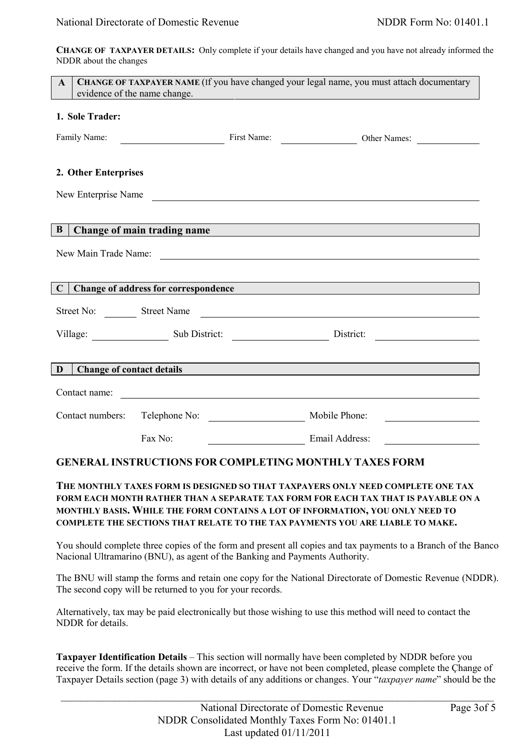**CHANGE OF TAXPAYER DETAILS:** Only complete if your details have changed and you have not already informed the NDDR about the changes

| A | CHANGE OF TAXPAYER NAME (If you have changed your legal name, you must attach documentary evidence of the name change. |
|---|---|

**1. Sole Trader:**

Family Name: ____________________ First Name: ______________ Other Names: __________

**2. Other Enterprises**

New Enterprise Name ______________________________________________

| B | Change of main trading name |
|---|---|

New Main Trade Name: ______________________________________________

| C | Change of address for correspondence |
|---|---|

Street No: ______ Street Name ______________________________________________

Village: ______________ Sub District: __________________ District: ______________

| D | Change of contact details |
|---|---|

Contact name: ______________________________________________

Contact numbers: Telephone No: __________________ Mobile Phone: __________________

Fax No: __________________ Email Address: __________________

## GENERAL INSTRUCTIONS FOR COMPLETING MONTHLY TAXES FORM

**THE MONTHLY TAXES FORM IS DESIGNED SO THAT TAXPAYERS ONLY NEED COMPLETE ONE TAX FORM EACH MONTH RATHER THAN A SEPARATE TAX FORM FOR EACH TAX THAT IS PAYABLE ON A MONTHLY BASIS. WHILE THE FORM CONTAINS A LOT OF INFORMATION, YOU ONLY NEED TO COMPLETE THE SECTIONS THAT RELATE TO THE TAX PAYMENTS YOU ARE LIABLE TO MAKE.**

You should complete three copies of the form and present all copies and tax payments to a Branch of the Banco Nacional Ultramarino (BNU), as agent of the Banking and Payments Authority.

The BNU will stamp the forms and retain one copy for the National Directorate of Domestic Revenue (NDDR). The second copy will be returned to you for your records.

Alternatively, tax may be paid electronically but those wishing to use this method will need to contact the NDDR for details.

**Taxpayer Identification Details** – This section will normally have been completed by NDDR before you receive the form. If the details shown are incorrect, or have not been completed, please complete the Çhange of Taxpayer Details section (page 3) with details of any additions or changes. Your "*taxpayer name*" should be the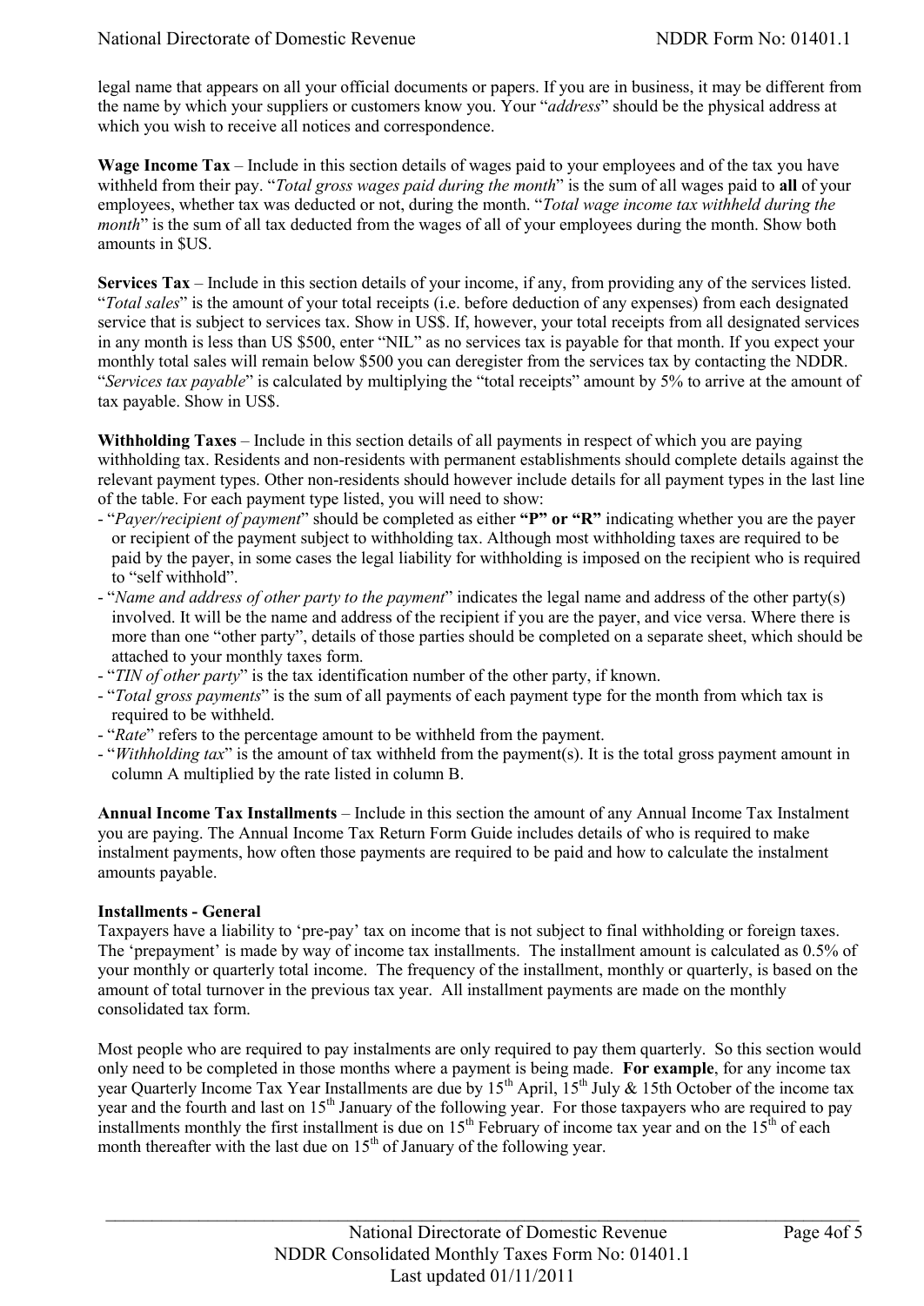legal name that appears on all your official documents or papers. If you are in business, it may be different from the name by which your suppliers or customers know you. Your "*address*" should be the physical address at which you wish to receive all notices and correspondence.

**Wage Income Tax** – Include in this section details of wages paid to your employees and of the tax you have withheld from their pay. "*Total gross wages paid during the month*" is the sum of all wages paid to **all** of your employees, whether tax was deducted or not, during the month. "*Total wage income tax withheld during the month*" is the sum of all tax deducted from the wages of all of your employees during the month. Show both amounts in $US.

**Services Tax** – Include in this section details of your income, if any, from providing any of the services listed. "*Total sales*" is the amount of your total receipts (i.e. before deduction of any expenses) from each designated service that is subject to services tax. Show in US$. If, however, your total receipts from all designated services in any month is less than US $500, enter "NIL" as no services tax is payable for that month. If you expect your monthly total sales will remain below $500 you can deregister from the services tax by contacting the NDDR. "*Services tax payable*" is calculated by multiplying the "total receipts" amount by 5% to arrive at the amount of tax payable. Show in US$.

**Withholding Taxes** – Include in this section details of all payments in respect of which you are paying withholding tax. Residents and non-residents with permanent establishments should complete details against the relevant payment types. Other non-residents should however include details for all payment types in the last line of the table. For each payment type listed, you will need to show:

- "*Payer/recipient of payment*" should be completed as either **"P" or "R"** indicating whether you are the payer or recipient of the payment subject to withholding tax. Although most withholding taxes are required to be paid by the payer, in some cases the legal liability for withholding is imposed on the recipient who is required to "self withhold".
- "*Name and address of other party to the payment*" indicates the legal name and address of the other party(s) involved. It will be the name and address of the recipient if you are the payer, and vice versa. Where there is more than one "other party", details of those parties should be completed on a separate sheet, which should be attached to your monthly taxes form.
- "*TIN of other party*" is the tax identification number of the other party, if known.
- "*Total gross payments*" is the sum of all payments of each payment type for the month from which tax is required to be withheld.
- "*Rate*" refers to the percentage amount to be withheld from the payment.
- "*Withholding tax*" is the amount of tax withheld from the payment(s). It is the total gross payment amount in column A multiplied by the rate listed in column B.

**Annual Income Tax Installments** – Include in this section the amount of any Annual Income Tax Instalment you are paying. The Annual Income Tax Return Form Guide includes details of who is required to make instalment payments, how often those payments are required to be paid and how to calculate the instalment amounts payable.

**Installments - General**

Taxpayers have a liability to 'pre-pay' tax on income that is not subject to final withholding or foreign taxes. The 'prepayment' is made by way of income tax installments. The installment amount is calculated as 0.5% of your monthly or quarterly total income. The frequency of the installment, monthly or quarterly, is based on the amount of total turnover in the previous tax year. All installment payments are made on the monthly consolidated tax form.

Most people who are required to pay instalments are only required to pay them quarterly. So this section would only need to be completed in those months where a payment is being made. **For example**, for any income tax year Quarterly Income Tax Year Installments are due by 15th April, 15th July & 15th October of the income tax year and the fourth and last on 15th January of the following year. For those taxpayers who are required to pay installments monthly the first installment is due on 15th February of income tax year and on the 15th of each month thereafter with the last due on 15th of January of the following year.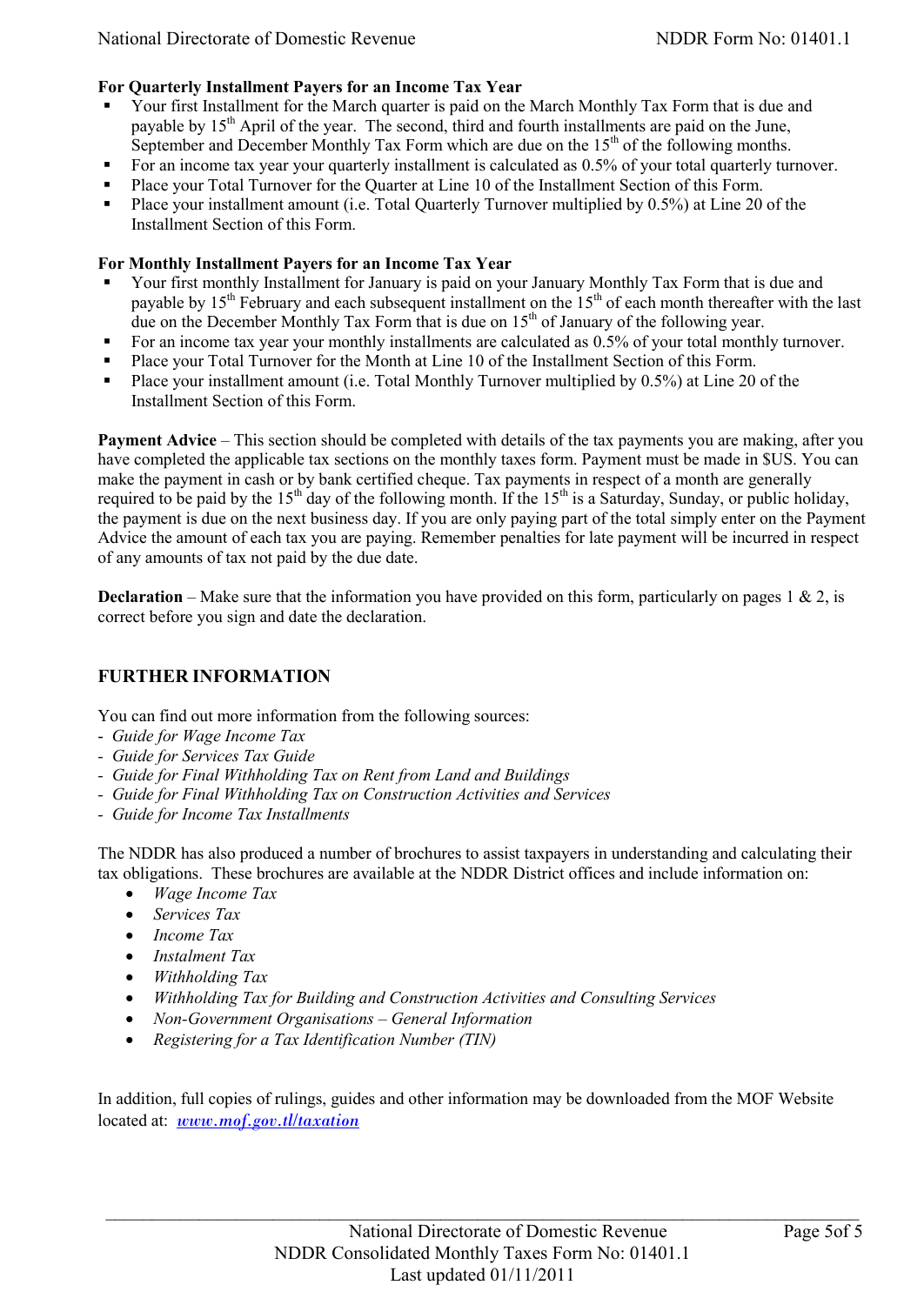**For Quarterly Installment Payers for an Income Tax Year**

- Your first Installment for the March quarter is paid on the March Monthly Tax Form that is due and payable by 15th April of the year. The second, third and fourth installments are paid on the June, September and December Monthly Tax Form which are due on the 15th of the following months.
- For an income tax year your quarterly installment is calculated as 0.5% of your total quarterly turnover.
- Place your Total Turnover for the Quarter at Line 10 of the Installment Section of this Form.
- Place your installment amount (i.e. Total Quarterly Turnover multiplied by 0.5%) at Line 20 of the Installment Section of this Form.

**For Monthly Installment Payers for an Income Tax Year**

- Your first monthly Installment for January is paid on your January Monthly Tax Form that is due and payable by 15th February and each subsequent installment on the 15th of each month thereafter with the last due on the December Monthly Tax Form that is due on 15th of January of the following year.
- For an income tax year your monthly installments are calculated as 0.5% of your total monthly turnover.
- Place your Total Turnover for the Month at Line 10 of the Installment Section of this Form.
- Place your installment amount (i.e. Total Monthly Turnover multiplied by 0.5%) at Line 20 of the Installment Section of this Form.

**Payment Advice** – This section should be completed with details of the tax payments you are making, after you have completed the applicable tax sections on the monthly taxes form. Payment must be made in $US. You can make the payment in cash or by bank certified cheque. Tax payments in respect of a month are generally required to be paid by the 15th day of the following month. If the 15th is a Saturday, Sunday, or public holiday, the payment is due on the next business day. If you are only paying part of the total simply enter on the Payment Advice the amount of each tax you are paying. Remember penalties for late payment will be incurred in respect of any amounts of tax not paid by the due date.

**Declaration** – Make sure that the information you have provided on this form, particularly on pages 1 & 2, is correct before you sign and date the declaration.

## FURTHER INFORMATION

You can find out more information from the following sources:

- *Guide for Wage Income Tax*
- *Guide for Services Tax Guide*
- *Guide for Final Withholding Tax on Rent from Land and Buildings*
- *Guide for Final Withholding Tax on Construction Activities and Services*
- *Guide for Income Tax Installments*

The NDDR has also produced a number of brochures to assist taxpayers in understanding and calculating their tax obligations. These brochures are available at the NDDR District offices and include information on:

- *Wage Income Tax*
- *Services Tax*
- *Income Tax*
- *Instalment Tax*
- *Withholding Tax*
- *Withholding Tax for Building and Construction Activities and Consulting Services*
- *Non-Government Organisations – General Information*
- *Registering for a Tax Identification Number (TIN)*

In addition, full copies of rulings, guides and other information may be downloaded from the MOF Website located at: ***www.mof.gov.tl/taxation***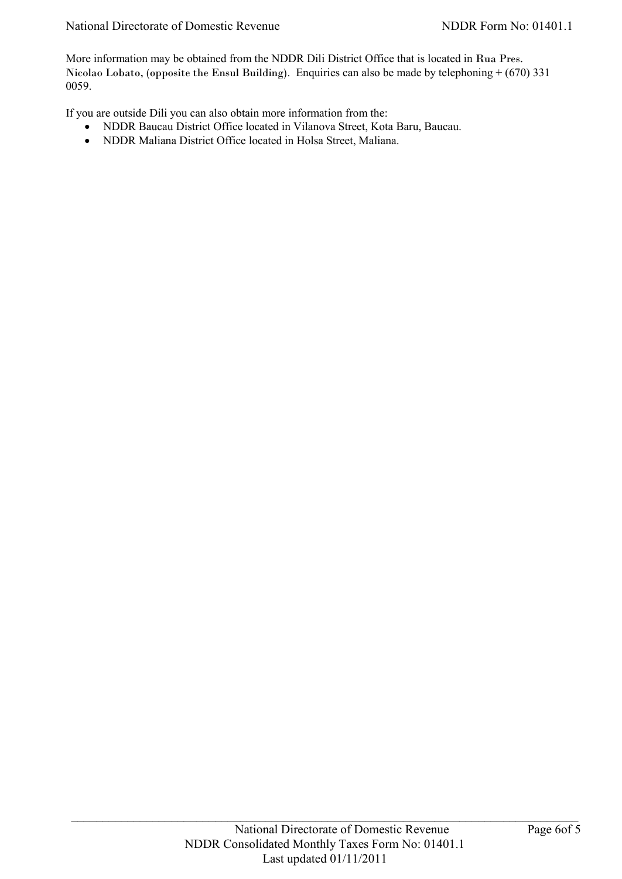More information may be obtained from the NDDR Dili District Office that is located in Rua Pres. Nicolao Lobato, (opposite the Ensul Building). Enquiries can also be made by telephoning + (670) 331 0059.

If you are outside Dili you can also obtain more information from the:

- NDDR Baucau District Office located in Vilanova Street, Kota Baru, Baucau.
- NDDR Maliana District Office located in Holsa Street, Maliana.